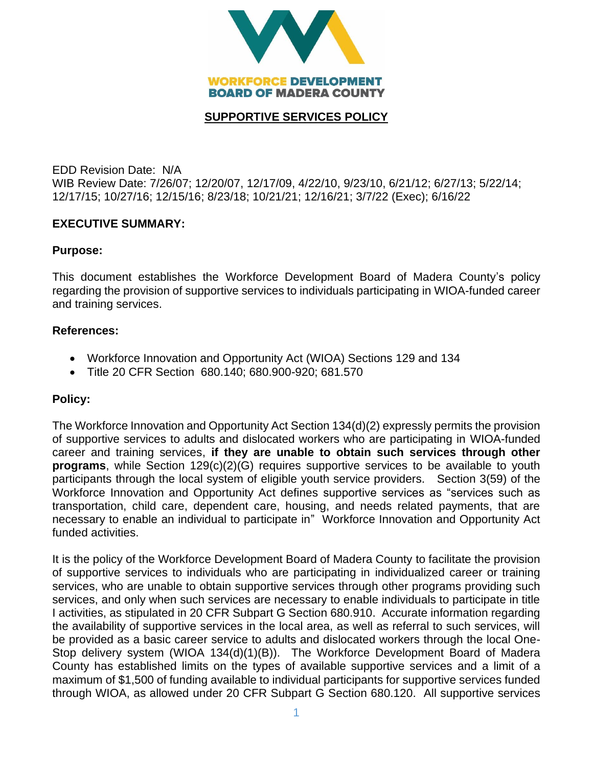WORKFORCE DEVELOPMENT BOARD OF MADERA COUNTY

# SUPPORTIVE SERVICES POLICY

EDD Revision Date: N/A
WIB Review Date: 7/26/07; 12/20/07, 12/17/09, 4/22/10, 9/23/10, 6/21/12; 6/27/13; 5/22/14; 12/17/15; 10/27/16; 12/15/16; 8/23/18; 10/21/21; 12/16/21; 3/7/22 (Exec); 6/16/22

## EXECUTIVE SUMMARY:

### Purpose:

This document establishes the Workforce Development Board of Madera County's policy regarding the provision of supportive services to individuals participating in WIOA-funded career and training services.

### References:

- Workforce Innovation and Opportunity Act (WIOA) Sections 129 and 134
- Title 20 CFR Section 680.140; 680.900-920; 681.570

### Policy:

The Workforce Innovation and Opportunity Act Section 134(d)(2) expressly permits the provision of supportive services to adults and dislocated workers who are participating in WIOA-funded career and training services, **if they are unable to obtain such services through other programs**, while Section 129(c)(2)(G) requires supportive services to be available to youth participants through the local system of eligible youth service providers. Section 3(59) of the Workforce Innovation and Opportunity Act defines supportive services as "services such as transportation, child care, dependent care, housing, and needs related payments, that are necessary to enable an individual to participate in" Workforce Innovation and Opportunity Act funded activities.

It is the policy of the Workforce Development Board of Madera County to facilitate the provision of supportive services to individuals who are participating in individualized career or training services, who are unable to obtain supportive services through other programs providing such services, and only when such services are necessary to enable individuals to participate in title I activities, as stipulated in 20 CFR Subpart G Section 680.910. Accurate information regarding the availability of supportive services in the local area, as well as referral to such services, will be provided as a basic career service to adults and dislocated workers through the local One-Stop delivery system (WIOA 134(d)(1)(B)). The Workforce Development Board of Madera County has established limits on the types of available supportive services and a limit of a maximum of $1,500 of funding available to individual participants for supportive services funded through WIOA, as allowed under 20 CFR Subpart G Section 680.120. All supportive services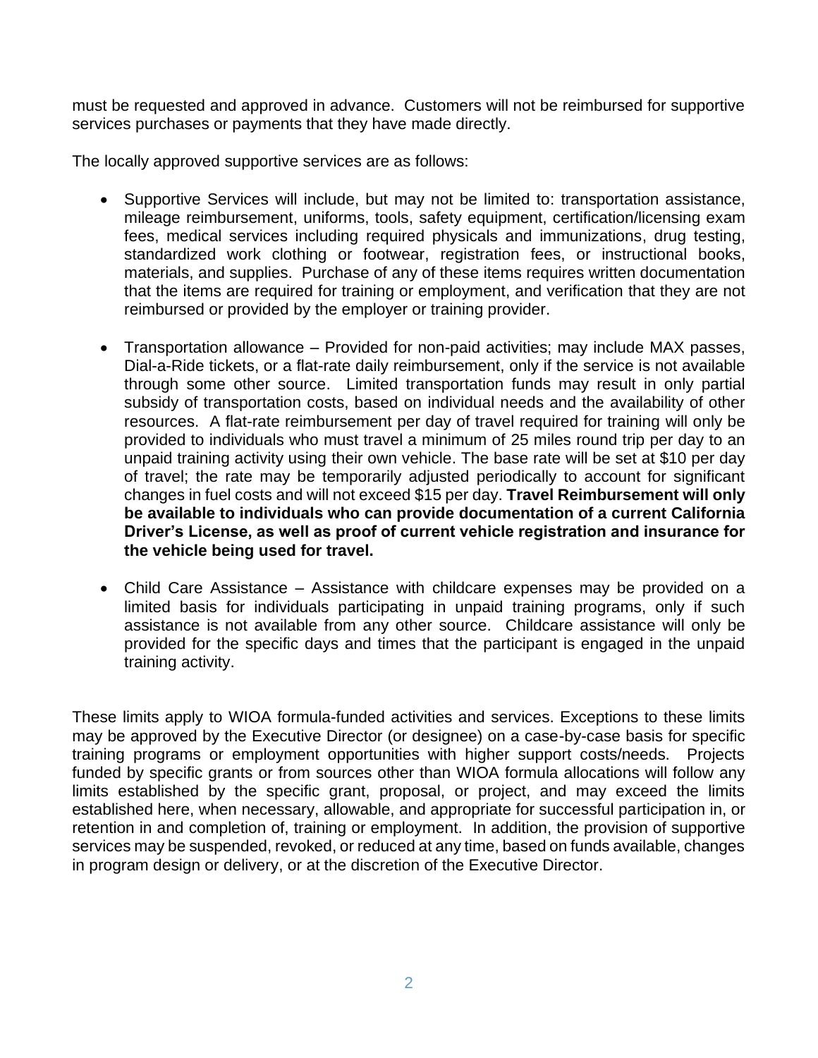must be requested and approved in advance. Customers will not be reimbursed for supportive services purchases or payments that they have made directly.

The locally approved supportive services are as follows:

- Supportive Services will include, but may not be limited to: transportation assistance, mileage reimbursement, uniforms, tools, safety equipment, certification/licensing exam fees, medical services including required physicals and immunizations, drug testing, standardized work clothing or footwear, registration fees, or instructional books, materials, and supplies. Purchase of any of these items requires written documentation that the items are required for training or employment, and verification that they are not reimbursed or provided by the employer or training provider.

- Transportation allowance – Provided for non-paid activities; may include MAX passes, Dial-a-Ride tickets, or a flat-rate daily reimbursement, only if the service is not available through some other source. Limited transportation funds may result in only partial subsidy of transportation costs, based on individual needs and the availability of other resources. A flat-rate reimbursement per day of travel required for training will only be provided to individuals who must travel a minimum of 25 miles round trip per day to an unpaid training activity using their own vehicle. The base rate will be set at $10 per day of travel; the rate may be temporarily adjusted periodically to account for significant changes in fuel costs and will not exceed $15 per day. **Travel Reimbursement will only be available to individuals who can provide documentation of a current California Driver's License, as well as proof of current vehicle registration and insurance for the vehicle being used for travel.**

- Child Care Assistance – Assistance with childcare expenses may be provided on a limited basis for individuals participating in unpaid training programs, only if such assistance is not available from any other source. Childcare assistance will only be provided for the specific days and times that the participant is engaged in the unpaid training activity.

These limits apply to WIOA formula-funded activities and services. Exceptions to these limits may be approved by the Executive Director (or designee) on a case-by-case basis for specific training programs or employment opportunities with higher support costs/needs. Projects funded by specific grants or from sources other than WIOA formula allocations will follow any limits established by the specific grant, proposal, or project, and may exceed the limits established here, when necessary, allowable, and appropriate for successful participation in, or retention in and completion of, training or employment. In addition, the provision of supportive services may be suspended, revoked, or reduced at any time, based on funds available, changes in program design or delivery, or at the discretion of the Executive Director.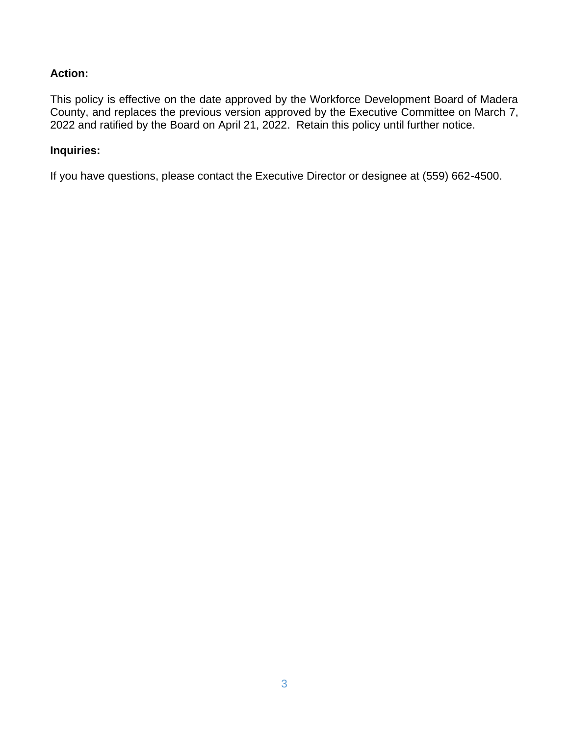**Action:**

This policy is effective on the date approved by the Workforce Development Board of Madera County, and replaces the previous version approved by the Executive Committee on March 7, 2022 and ratified by the Board on April 21, 2022. Retain this policy until further notice.

**Inquiries:**

If you have questions, please contact the Executive Director or designee at (559) 662-4500.